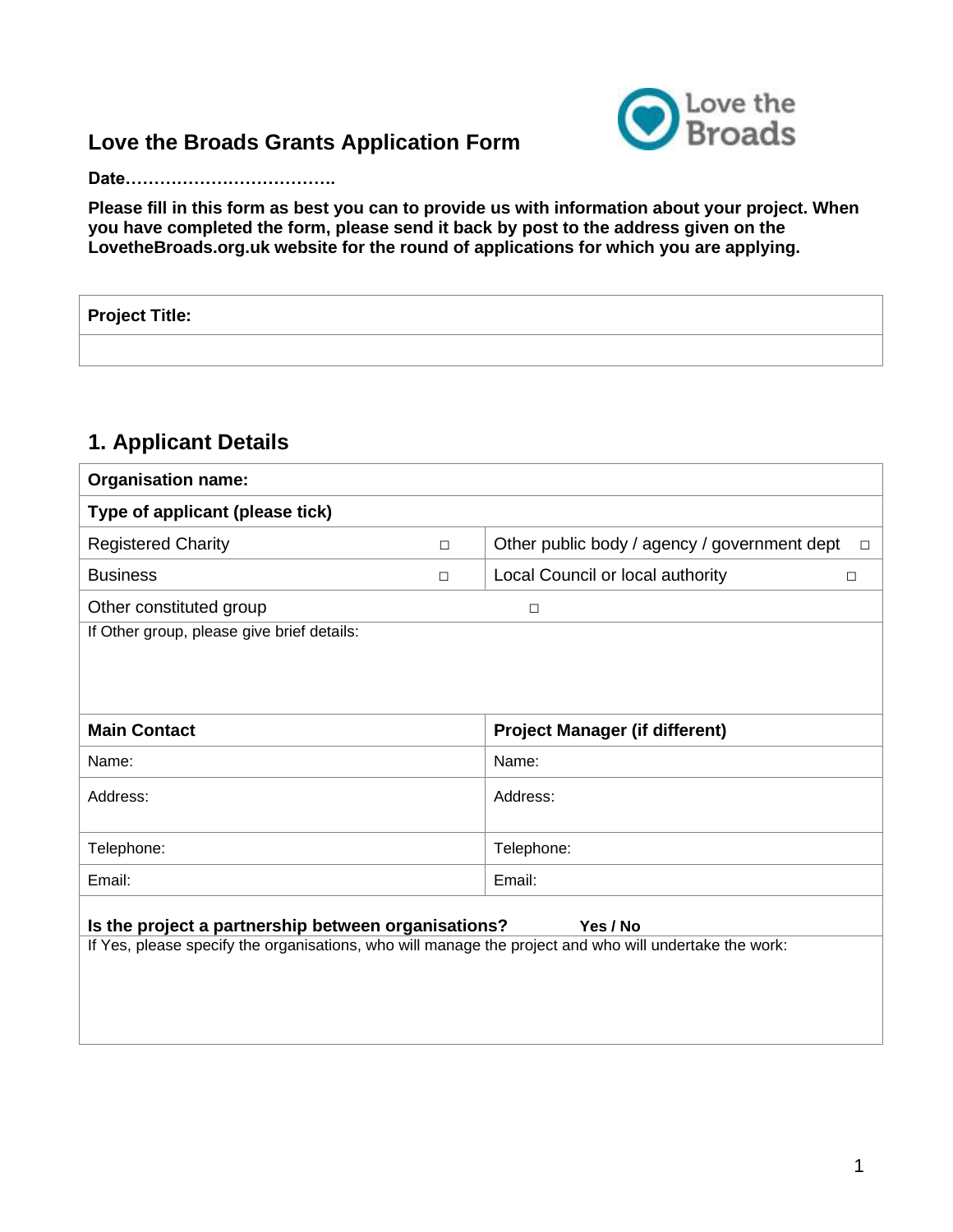# Love the Broads Grants Application Form

**Date……………………………….**

**Please fill in this form as best you can to provide us with information about your project. When you have completed the form, please send it back by post to the address given on the LovetheBroads.org.uk website for the round of applications for which you are applying.**

| **Project Title:** |
|---|
| |

## 1. Applicant Details

| **Organisation name:** | | | |
|---|---|---|---|
| **Type of applicant (please tick)** | | | |
| Registered Charity | □ | Other public body / agency / government dept | □ |
| Business | □ | Local Council or local authority | □ |
| Other constituted group | □ | | |
| If Other group, please give brief details: | | | |

| **Main Contact** | **Project Manager (if different)** |
|---|---|
| Name: | Name: |
| Address: | Address: |
| Telephone: | Telephone: |
| Email: | Email: |

**Is the project a partnership between organisations?** **Yes / No**

If Yes, please specify the organisations, who will manage the project and who will undertake the work: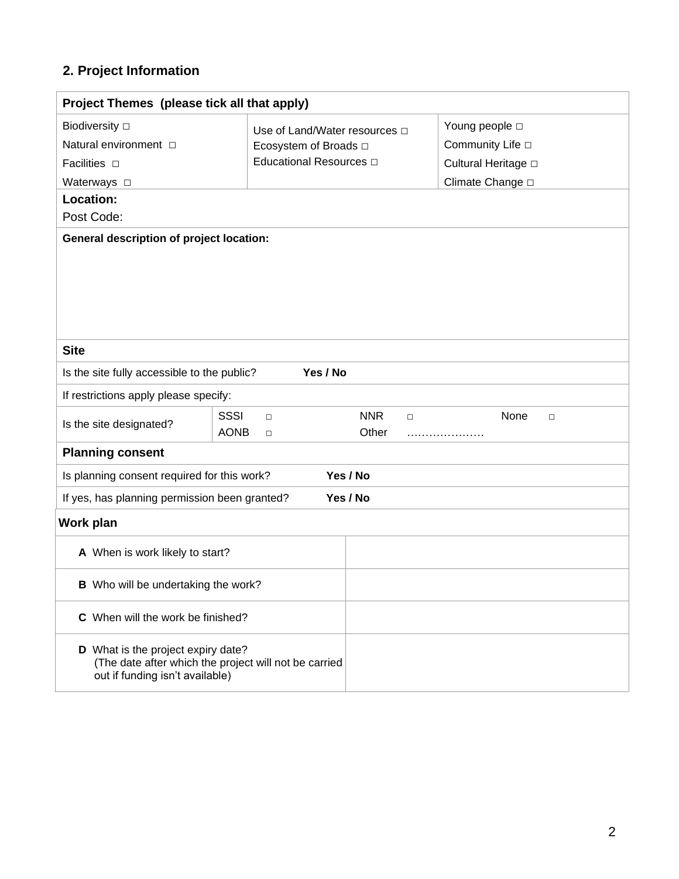## 2. Project Information

| **Project Themes (please tick all that apply)** | | |
|---|---|---|
| Biodiversity □<br>Natural environment □<br>Facilities □<br>Waterways □ | Use of Land/Water resources □<br>Ecosystem of Broads □<br>Educational Resources □ | Young people □<br>Community Life □<br>Cultural Heritage □<br>Climate Change □ |

**Location:**

Post Code:

**General description of project location:**

| **Site** | | | | | | |
|---|---|---|---|---|---|---|
| Is the site fully accessible to the public? **Yes / No** | | | | | | |
| If restrictions apply please specify: | | | | | | |
| Is the site designated? | SSSI | □ | NNR | □ | None | □ |
| | AONB | □ | Other | ………………… | | |

| **Planning consent** | |
|---|---|
| Is planning consent required for this work? | **Yes / No** |
| If yes, has planning permission been granted? | **Yes / No** |

| **Work plan** | |
|---|---|
| **A** When is work likely to start? | |
| **B** Who will be undertaking the work? | |
| **C** When will the work be finished? | |
| **D** What is the project expiry date?<br>(The date after which the project will not be carried out if funding isn't available) | |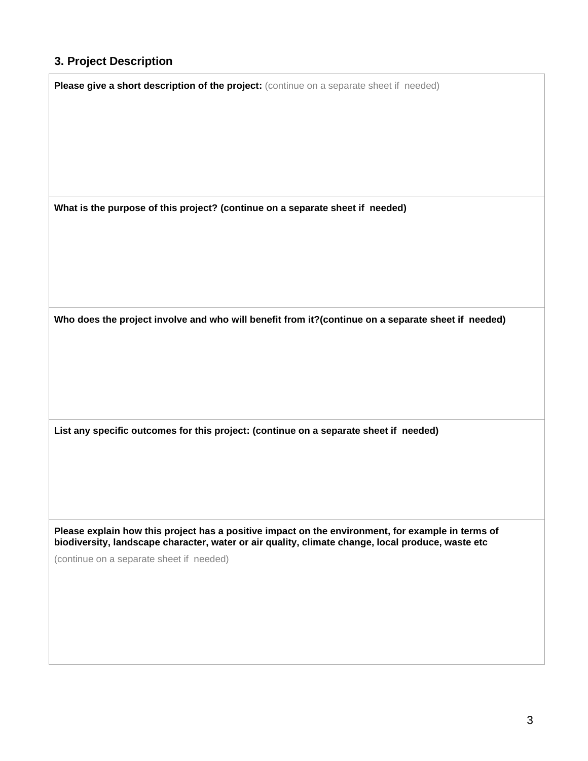### 3. Project Description

**Please give a short description of the project:** (continue on a separate sheet if needed)

**What is the purpose of this project? (continue on a separate sheet if needed)**

**Who does the project involve and who will benefit from it?(continue on a separate sheet if needed)**

**List any specific outcomes for this project: (continue on a separate sheet if needed)**

**Please explain how this project has a positive impact on the environment, for example in terms of biodiversity, landscape character, water or air quality, climate change, local produce, waste etc**

(continue on a separate sheet if needed)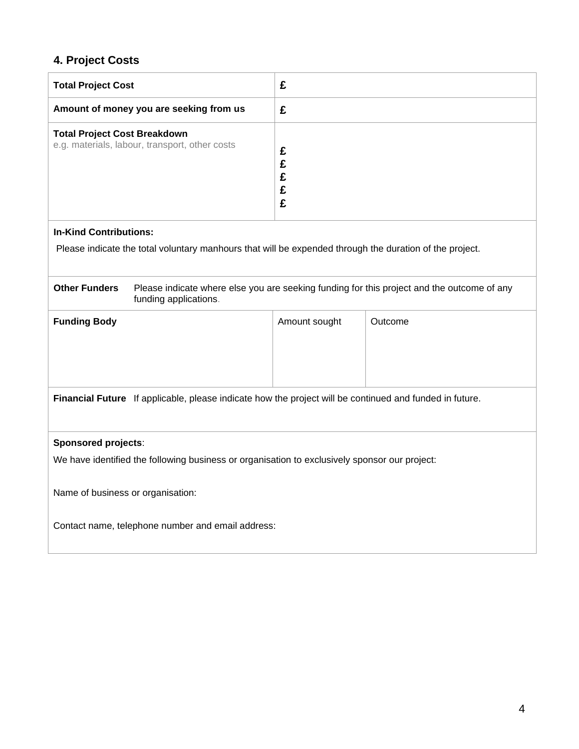## 4. Project Costs

| **Total Project Cost** | **£** | |
|---|---|---|
| **Amount of money you are seeking from us** | **£** | |
| **Total Project Cost Breakdown**<br>e.g. materials, labour, transport, other costs | **£**<br>**£**<br>**£**<br>**£**<br>**£** | |
| **In-Kind Contributions:**<br>Please indicate the total voluntary manhours that will be expended through the duration of the project. | | |
| **Other Funders** Please indicate where else you are seeking funding for this project and the outcome of any funding applications. | | |
| **Funding Body** | Amount sought | Outcome |
| **Financial Future** If applicable, please indicate how the project will be continued and funded in future. | | |
| **Sponsored projects**:<br>We have identified the following business or organisation to exclusively sponsor our project:<br><br>Name of business or organisation:<br><br>Contact name, telephone number and email address: | | |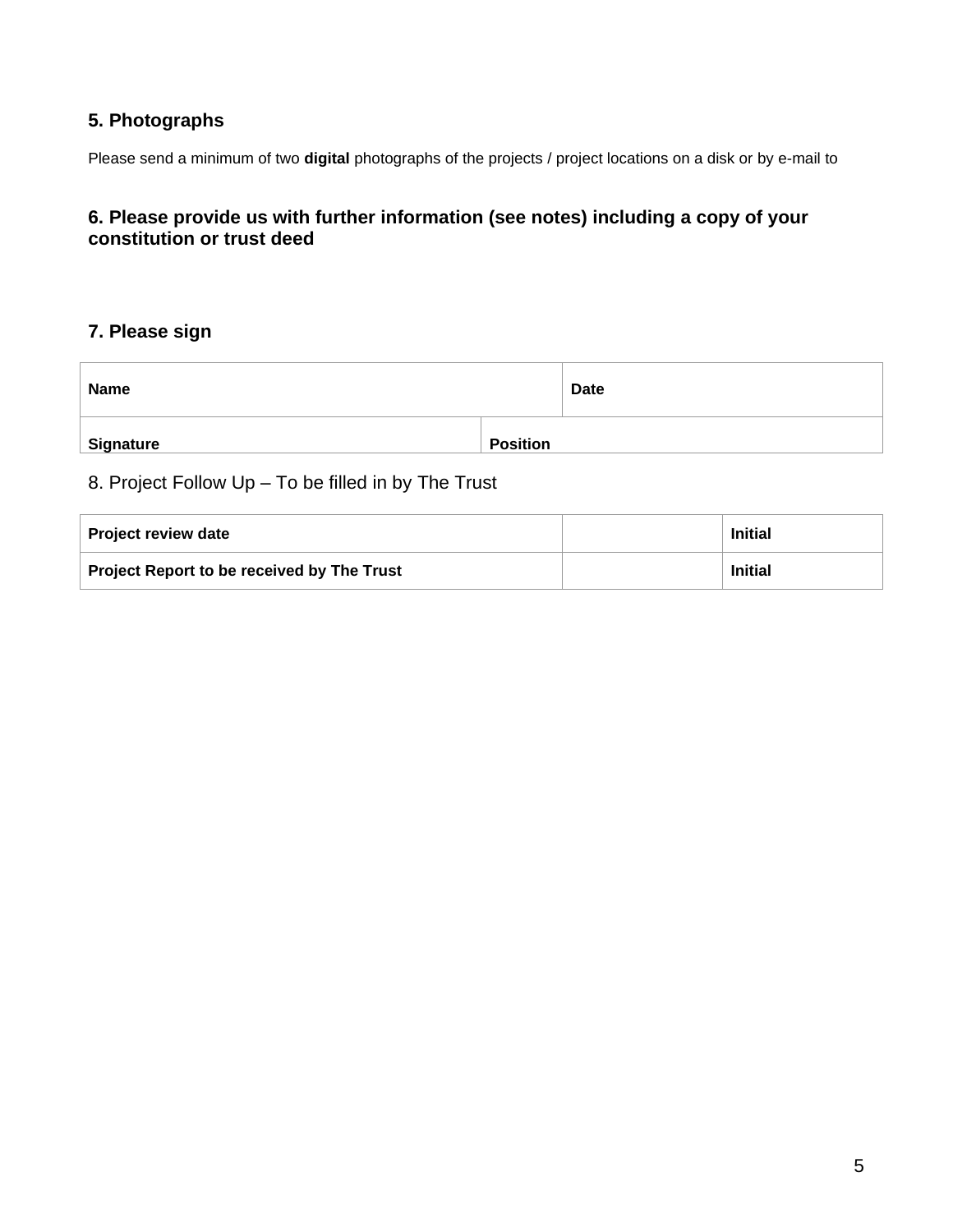### 5. Photographs

Please send a minimum of two **digital** photographs of the projects / project locations on a disk or by e-mail to

### 6. Please provide us with further information (see notes) including a copy of your constitution or trust deed

### 7. Please sign

| | | |
|---|---|---|
| **Name** | | **Date** |
| **Signature** | **Position** | |

8. Project Follow Up – To be filled in by The Trust

| | | |
|---|---|---|
| **Project review date** | | **Initial** |
| **Project Report to be received by The Trust** | | **Initial** |